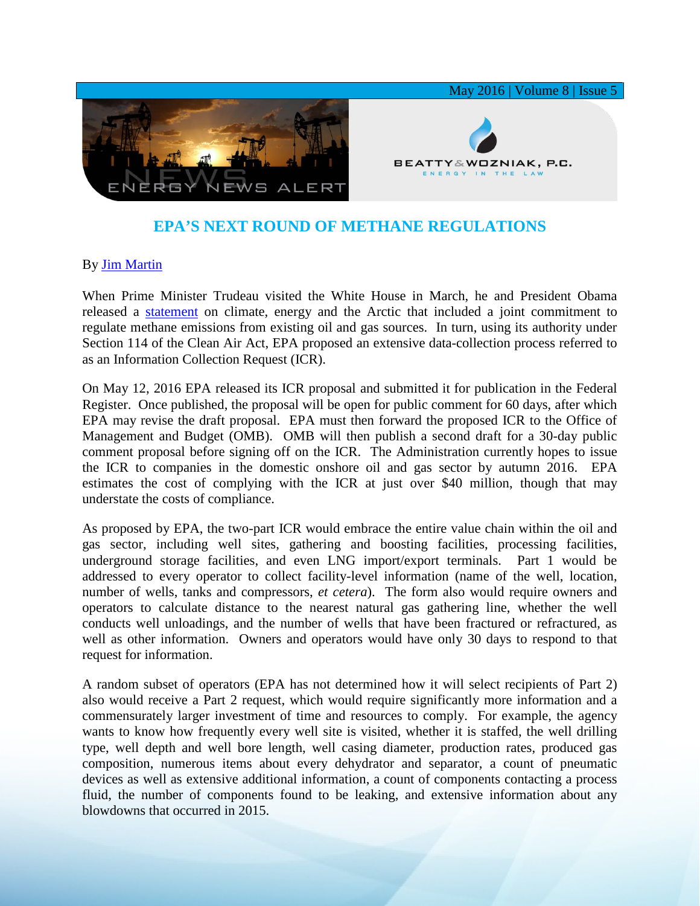# EPA'S NEXT ROUND OF METHANE REGULATIONS

By Jim Martin

When Prime Minister Trudeau visited the White House in March, he and President Obama released a statement on climate, energy and the Arctic that included a joint commitment to regulate methane emissions from existing oil and gas sources. In turn, using its authority under Section 114 of the Clean Air Act, EPA proposed an extensive data-collection process referred to as an Information Collection Request (ICR).

On May 12, 2016 EPA released its ICR proposal and submitted it for publication in the Federal Register. Once published, the proposal will be open for public comment for 60 days, after which EPA may revise the draft proposal. EPA must then forward the proposed ICR to the Office of Management and Budget (OMB). OMB will then publish a second draft for a 30-day public comment proposal before signing off on the ICR. The Administration currently hopes to issue the ICR to companies in the domestic onshore oil and gas sector by autumn 2016. EPA estimates the cost of complying with the ICR at just over $40 million, though that may understate the costs of compliance.

As proposed by EPA, the two-part ICR would embrace the entire value chain within the oil and gas sector, including well sites, gathering and boosting facilities, processing facilities, underground storage facilities, and even LNG import/export terminals. Part 1 would be addressed to every operator to collect facility-level information (name of the well, location, number of wells, tanks and compressors, *et cetera*). The form also would require owners and operators to calculate distance to the nearest natural gas gathering line, whether the well conducts well unloadings, and the number of wells that have been fractured or refractured, as well as other information. Owners and operators would have only 30 days to respond to that request for information.

A random subset of operators (EPA has not determined how it will select recipients of Part 2) also would receive a Part 2 request, which would require significantly more information and a commensurately larger investment of time and resources to comply. For example, the agency wants to know how frequently every well site is visited, whether it is staffed, the well drilling type, well depth and well bore length, well casing diameter, production rates, produced gas composition, numerous items about every dehydrator and separator, a count of pneumatic devices as well as extensive additional information, a count of components contacting a process fluid, the number of components found to be leaking, and extensive information about any blowdowns that occurred in 2015.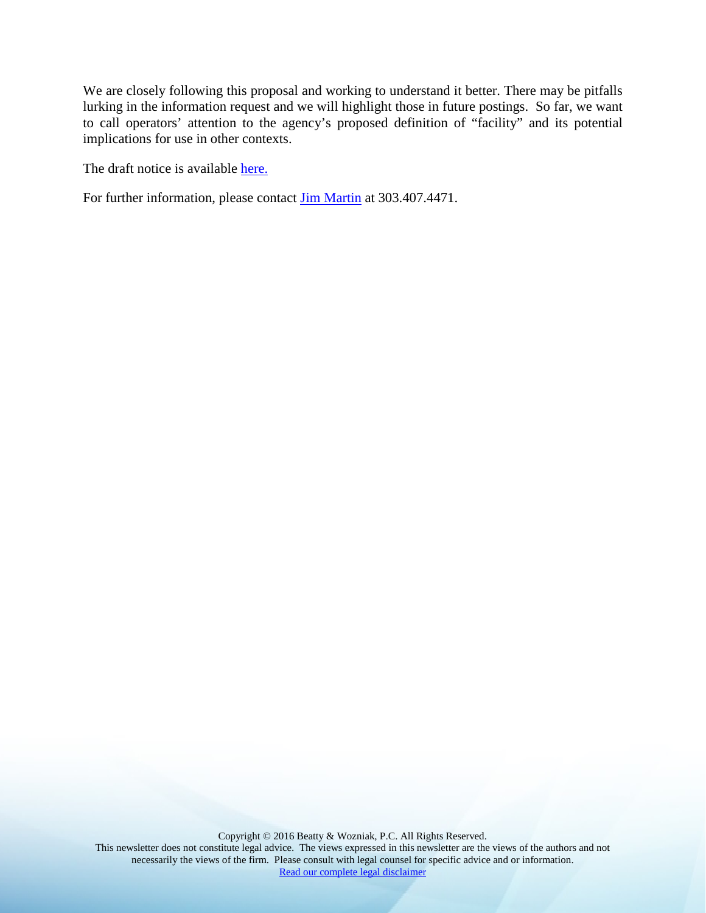We are closely following this proposal and working to understand it better. There may be pitfalls lurking in the information request and we will highlight those in future postings. So far, we want to call operators' attention to the agency's proposed definition of "facility" and its potential implications for use in other contexts.

The draft notice is available here.

For further information, please contact Jim Martin at 303.407.4471.

Copyright © 2016 Beatty & Wozniak, P.C. All Rights Reserved.
This newsletter does not constitute legal advice. The views expressed in this newsletter are the views of the authors and not necessarily the views of the firm. Please consult with legal counsel for specific advice and or information.
Read our complete legal disclaimer